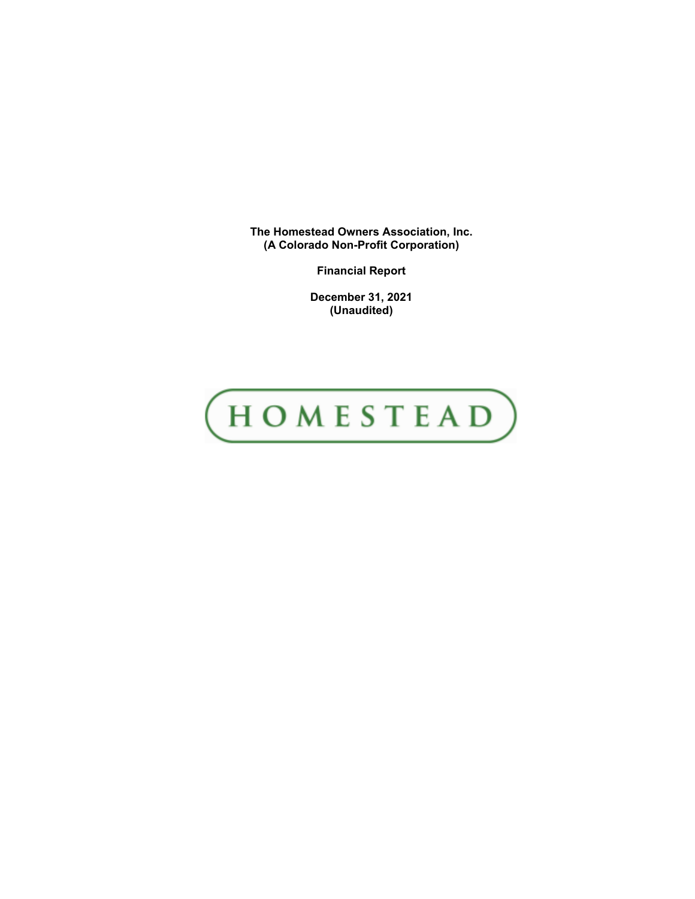**The Homestead Owners Association, Inc.**
**(A Colorado Non-Profit Corporation)**

**Financial Report**

**December 31, 2021**
**(Unaudited)**

HOMESTEAD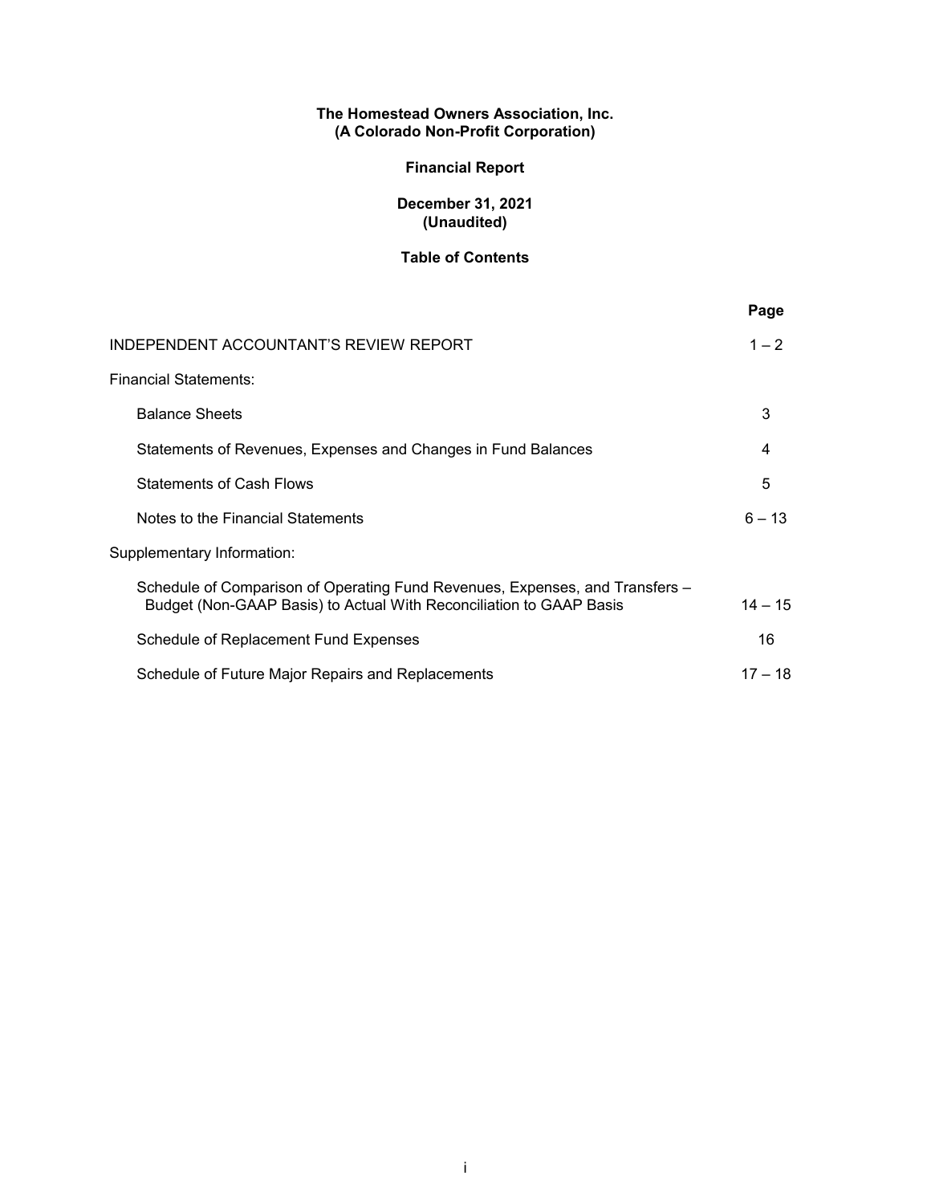**The Homestead Owners Association, Inc.**
**(A Colorado Non-Profit Corporation)**

**Financial Report**

**December 31, 2021**
**(Unaudited)**

**Table of Contents**

| | Page |
|---|---|
| INDEPENDENT ACCOUNTANT'S REVIEW REPORT | 1 – 2 |
| Financial Statements: | |
| Balance Sheets | 3 |
| Statements of Revenues, Expenses and Changes in Fund Balances | 4 |
| Statements of Cash Flows | 5 |
| Notes to the Financial Statements | 6 – 13 |
| Supplementary Information: | |
| Schedule of Comparison of Operating Fund Revenues, Expenses, and Transfers – Budget (Non-GAAP Basis) to Actual With Reconciliation to GAAP Basis | 14 – 15 |
| Schedule of Replacement Fund Expenses | 16 |
| Schedule of Future Major Repairs and Replacements | 17 – 18 |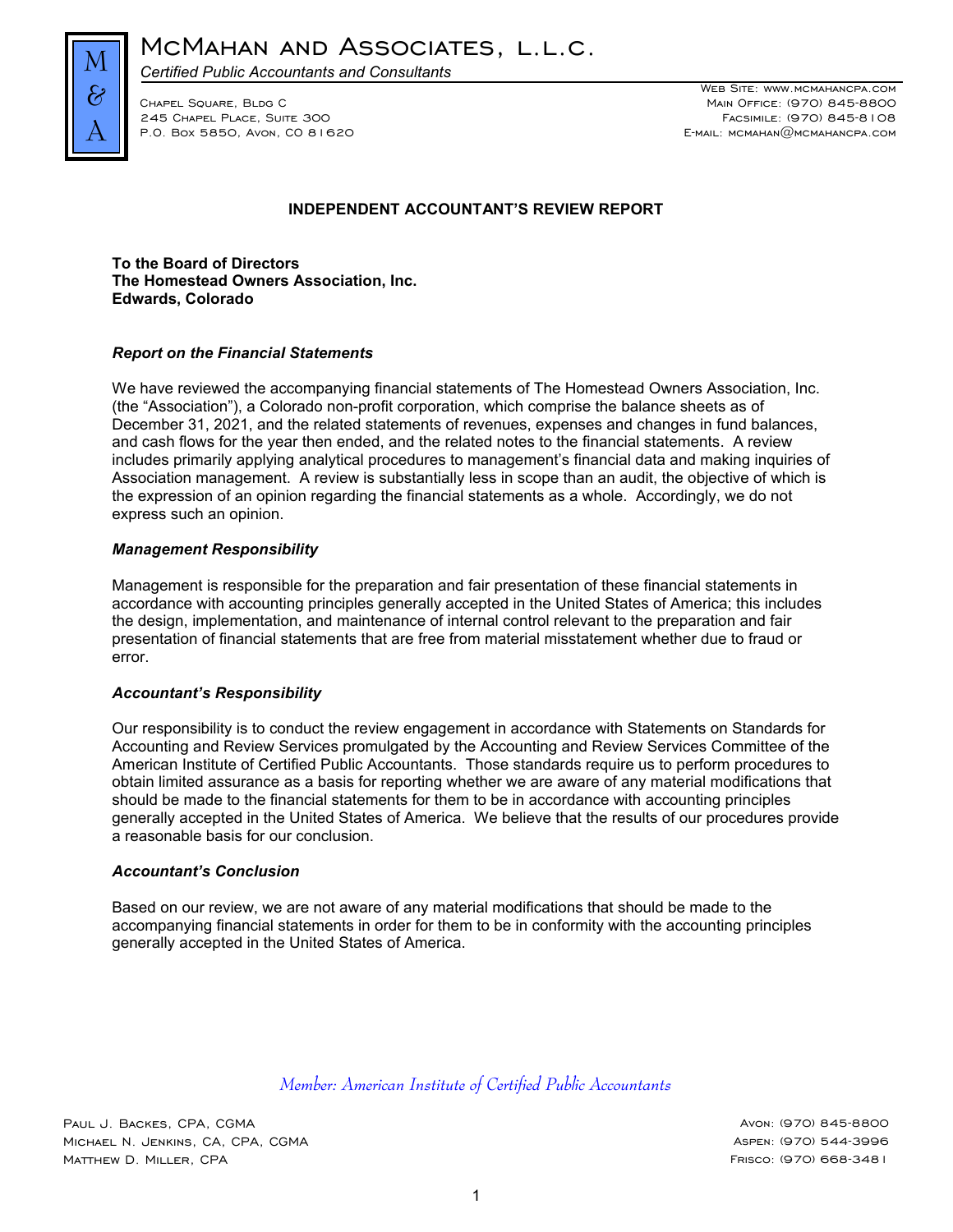# McMahan and Associates, L.L.C.

*Certified Public Accountants and Consultants*

Chapel Square, Bldg C
245 Chapel Place, Suite 300
P.O. Box 5850, Avon, CO 81620

Web Site: www.mcmahancpa.com
Main Office: (970) 845-8800
Facsimile: (970) 845-8108
E-mail: mcmahan@mcmahancpa.com

## INDEPENDENT ACCOUNTANT'S REVIEW REPORT

**To the Board of Directors**
**The Homestead Owners Association, Inc.**
**Edwards, Colorado**

### *Report on the Financial Statements*

We have reviewed the accompanying financial statements of The Homestead Owners Association, Inc. (the "Association"), a Colorado non-profit corporation, which comprise the balance sheets as of December 31, 2021, and the related statements of revenues, expenses and changes in fund balances, and cash flows for the year then ended, and the related notes to the financial statements. A review includes primarily applying analytical procedures to management's financial data and making inquiries of Association management. A review is substantially less in scope than an audit, the objective of which is the expression of an opinion regarding the financial statements as a whole. Accordingly, we do not express such an opinion.

### *Management Responsibility*

Management is responsible for the preparation and fair presentation of these financial statements in accordance with accounting principles generally accepted in the United States of America; this includes the design, implementation, and maintenance of internal control relevant to the preparation and fair presentation of financial statements that are free from material misstatement whether due to fraud or error.

### *Accountant's Responsibility*

Our responsibility is to conduct the review engagement in accordance with Statements on Standards for Accounting and Review Services promulgated by the Accounting and Review Services Committee of the American Institute of Certified Public Accountants. Those standards require us to perform procedures to obtain limited assurance as a basis for reporting whether we are aware of any material modifications that should be made to the financial statements for them to be in accordance with accounting principles generally accepted in the United States of America. We believe that the results of our procedures provide a reasonable basis for our conclusion.

### *Accountant's Conclusion*

Based on our review, we are not aware of any material modifications that should be made to the accompanying financial statements in order for them to be in conformity with the accounting principles generally accepted in the United States of America.

*Member: American Institute of Certified Public Accountants*

Paul J. Backes, CPA, CGMA
Michael N. Jenkins, CA, CPA, CGMA
Matthew D. Miller, CPA

Avon: (970) 845-8800
Aspen: (970) 544-3996
Frisco: (970) 668-3481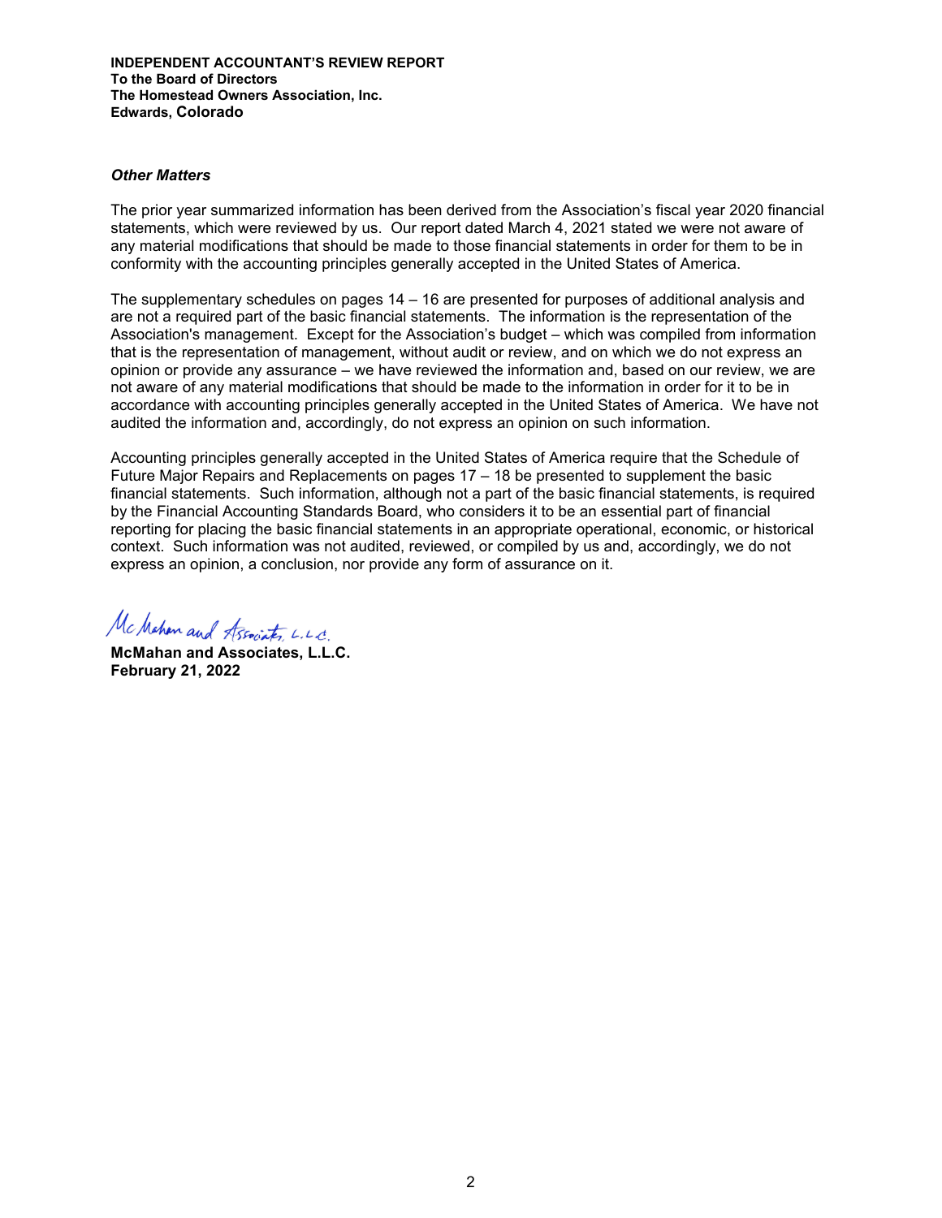**INDEPENDENT ACCOUNTANT'S REVIEW REPORT**
**To the Board of Directors**
**The Homestead Owners Association, Inc.**
**Edwards, Colorado**

### *Other Matters*

The prior year summarized information has been derived from the Association's fiscal year 2020 financial statements, which were reviewed by us. Our report dated March 4, 2021 stated we were not aware of any material modifications that should be made to those financial statements in order for them to be in conformity with the accounting principles generally accepted in the United States of America.

The supplementary schedules on pages 14 – 16 are presented for purposes of additional analysis and are not a required part of the basic financial statements. The information is the representation of the Association's management. Except for the Association's budget – which was compiled from information that is the representation of management, without audit or review, and on which we do not express an opinion or provide any assurance – we have reviewed the information and, based on our review, we are not aware of any material modifications that should be made to the information in order for it to be in accordance with accounting principles generally accepted in the United States of America. We have not audited the information and, accordingly, do not express an opinion on such information.

Accounting principles generally accepted in the United States of America require that the Schedule of Future Major Repairs and Replacements on pages 17 – 18 be presented to supplement the basic financial statements. Such information, although not a part of the basic financial statements, is required by the Financial Accounting Standards Board, who considers it to be an essential part of financial reporting for placing the basic financial statements in an appropriate operational, economic, or historical context. Such information was not audited, reviewed, or compiled by us and, accordingly, we do not express an opinion, a conclusion, nor provide any form of assurance on it.

McMahan and Associates, L.L.C.

**McMahan and Associates, L.L.C.**
**February 21, 2022**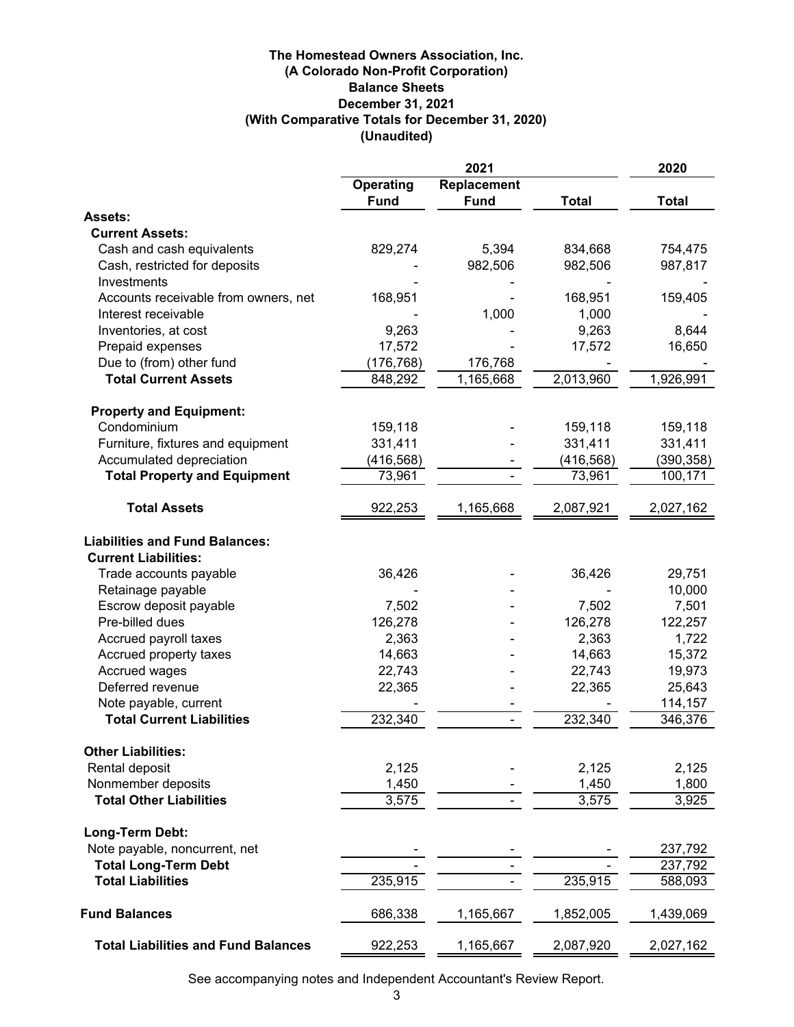# The Homestead Owners Association, Inc.
## (A Colorado Non-Profit Corporation)
## Balance Sheets
## December 31, 2021
## (With Comparative Totals for December 31, 2020)
## (Unaudited)

| | 2021 | | | 2020 |
|---|---|---|---|---|
| | Operating Fund | Replacement Fund | Total | Total |
| **Assets:** | | | | |
| **Current Assets:** | | | | |
| Cash and cash equivalents | 829,274 | 5,394 | 834,668 | 754,475 |
| Cash, restricted for deposits | - | 982,506 | 982,506 | 987,817 |
| Investments | - | - | - | - |
| Accounts receivable from owners, net | 168,951 | - | 168,951 | 159,405 |
| Interest receivable | - | 1,000 | 1,000 | - |
| Inventories, at cost | 9,263 | - | 9,263 | 8,644 |
| Prepaid expenses | 17,572 | - | 17,572 | 16,650 |
| Due to (from) other fund | (176,768) | 176,768 | - | - |
| **Total Current Assets** | 848,292 | 1,165,668 | 2,013,960 | 1,926,991 |
| **Property and Equipment:** | | | | |
| Condominium | 159,118 | - | 159,118 | 159,118 |
| Furniture, fixtures and equipment | 331,411 | - | 331,411 | 331,411 |
| Accumulated depreciation | (416,568) | - | (416,568) | (390,358) |
| **Total Property and Equipment** | 73,961 | - | 73,961 | 100,171 |
| **Total Assets** | 922,253 | 1,165,668 | 2,087,921 | 2,027,162 |
| **Liabilities and Fund Balances:** | | | | |
| **Current Liabilities:** | | | | |
| Trade accounts payable | 36,426 | - | 36,426 | 29,751 |
| Retainage payable | - | - | - | 10,000 |
| Escrow deposit payable | 7,502 | - | 7,502 | 7,501 |
| Pre-billed dues | 126,278 | - | 126,278 | 122,257 |
| Accrued payroll taxes | 2,363 | - | 2,363 | 1,722 |
| Accrued property taxes | 14,663 | - | 14,663 | 15,372 |
| Accrued wages | 22,743 | - | 22,743 | 19,973 |
| Deferred revenue | 22,365 | - | 22,365 | 25,643 |
| Note payable, current | - | - | - | 114,157 |
| **Total Current Liabilities** | 232,340 | - | 232,340 | 346,376 |
| **Other Liabilities:** | | | | |
| Rental deposit | 2,125 | - | 2,125 | 2,125 |
| Nonmember deposits | 1,450 | - | 1,450 | 1,800 |
| **Total Other Liabilities** | 3,575 | - | 3,575 | 3,925 |
| **Long-Term Debt:** | | | | |
| Note payable, noncurrent, net | - | - | - | 237,792 |
| **Total Long-Term Debt** | - | - | - | 237,792 |
| **Total Liabilities** | 235,915 | - | 235,915 | 588,093 |
| **Fund Balances** | 686,338 | 1,165,667 | 1,852,005 | 1,439,069 |
| **Total Liabilities and Fund Balances** | 922,253 | 1,165,667 | 2,087,920 | 2,027,162 |

See accompanying notes and Independent Accountant's Review Report.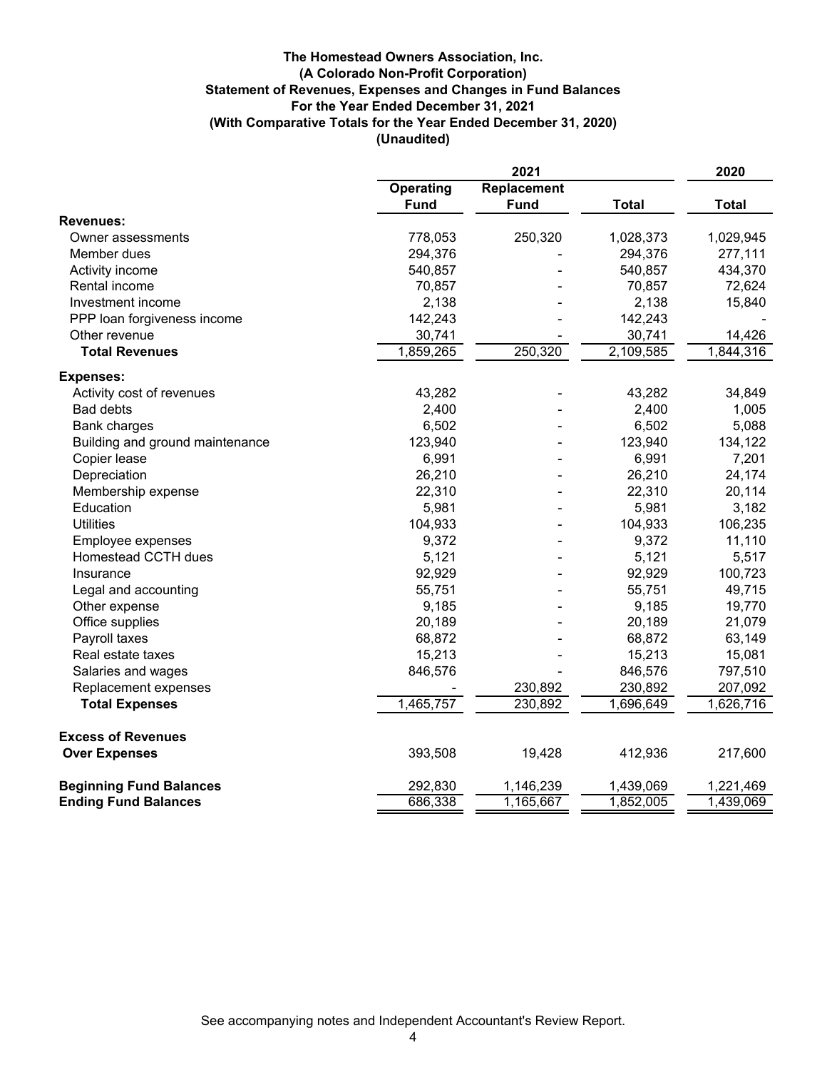**The Homestead Owners Association, Inc.**
**(A Colorado Non-Profit Corporation)**
**Statement of Revenues, Expenses and Changes in Fund Balances**
**For the Year Ended December 31, 2021**
**(With Comparative Totals for the Year Ended December 31, 2020)**
**(Unaudited)**

| | 2021 | | | 2020 |
|---|---|---|---|---|
| | Operating Fund | Replacement Fund | Total | Total |
| **Revenues:** | | | | |
| Owner assessments | 778,053 | 250,320 | 1,028,373 | 1,029,945 |
| Member dues | 294,376 | - | 294,376 | 277,111 |
| Activity income | 540,857 | - | 540,857 | 434,370 |
| Rental income | 70,857 | - | 70,857 | 72,624 |
| Investment income | 2,138 | - | 2,138 | 15,840 |
| PPP loan forgiveness income | 142,243 | - | 142,243 | - |
| Other revenue | 30,741 | - | 30,741 | 14,426 |
| **Total Revenues** | 1,859,265 | 250,320 | 2,109,585 | 1,844,316 |
| **Expenses:** | | | | |
| Activity cost of revenues | 43,282 | - | 43,282 | 34,849 |
| Bad debts | 2,400 | - | 2,400 | 1,005 |
| Bank charges | 6,502 | - | 6,502 | 5,088 |
| Building and ground maintenance | 123,940 | - | 123,940 | 134,122 |
| Copier lease | 6,991 | - | 6,991 | 7,201 |
| Depreciation | 26,210 | - | 26,210 | 24,174 |
| Membership expense | 22,310 | - | 22,310 | 20,114 |
| Education | 5,981 | - | 5,981 | 3,182 |
| Utilities | 104,933 | - | 104,933 | 106,235 |
| Employee expenses | 9,372 | - | 9,372 | 11,110 |
| Homestead CCTH dues | 5,121 | - | 5,121 | 5,517 |
| Insurance | 92,929 | - | 92,929 | 100,723 |
| Legal and accounting | 55,751 | - | 55,751 | 49,715 |
| Other expense | 9,185 | - | 9,185 | 19,770 |
| Office supplies | 20,189 | - | 20,189 | 21,079 |
| Payroll taxes | 68,872 | - | 68,872 | 63,149 |
| Real estate taxes | 15,213 | - | 15,213 | 15,081 |
| Salaries and wages | 846,576 | - | 846,576 | 797,510 |
| Replacement expenses | - | 230,892 | 230,892 | 207,092 |
| **Total Expenses** | 1,465,757 | 230,892 | 1,696,649 | 1,626,716 |
| **Excess of Revenues Over Expenses** | 393,508 | 19,428 | 412,936 | 217,600 |
| **Beginning Fund Balances** | 292,830 | 1,146,239 | 1,439,069 | 1,221,469 |
| **Ending Fund Balances** | 686,338 | 1,165,667 | 1,852,005 | 1,439,069 |

See accompanying notes and Independent Accountant's Review Report.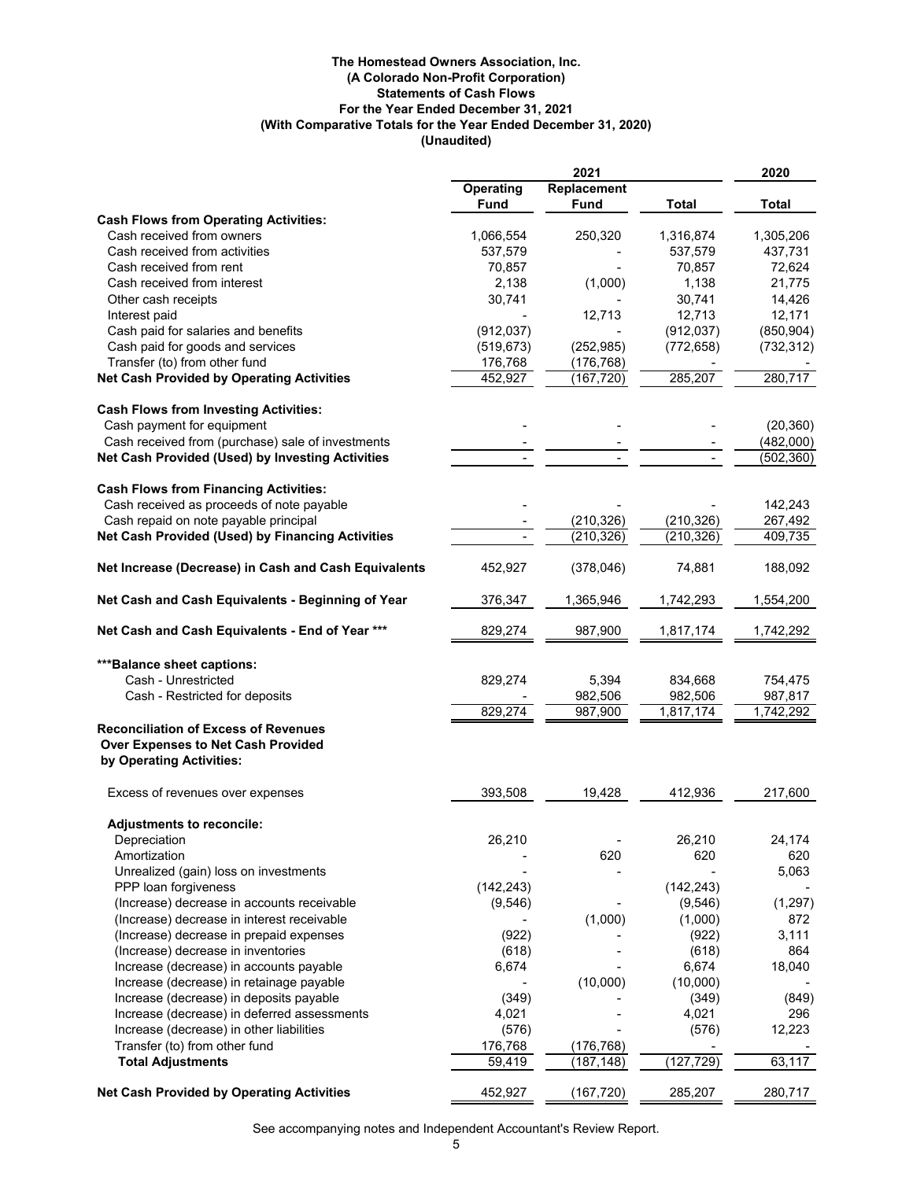**The Homestead Owners Association, Inc.**
**(A Colorado Non-Profit Corporation)**
**Statements of Cash Flows**
**For the Year Ended December 31, 2021**
**(With Comparative Totals for the Year Ended December 31, 2020)**
**(Unaudited)**

| | 2021 | | | 2020 |
|---|---|---|---|---|
| | Operating Fund | Replacement Fund | Total | Total |
| **Cash Flows from Operating Activities:** | | | | |
| Cash received from owners | 1,066,554 | 250,320 | 1,316,874 | 1,305,206 |
| Cash received from activities | 537,579 | - | 537,579 | 437,731 |
| Cash received from rent | 70,857 | - | 70,857 | 72,624 |
| Cash received from interest | 2,138 | (1,000) | 1,138 | 21,775 |
| Other cash receipts | 30,741 | - | 30,741 | 14,426 |
| Interest paid | - | 12,713 | 12,713 | 12,171 |
| Cash paid for salaries and benefits | (912,037) | - | (912,037) | (850,904) |
| Cash paid for goods and services | (519,673) | (252,985) | (772,658) | (732,312) |
| Transfer (to) from other fund | 176,768 | (176,768) | - | - |
| **Net Cash Provided by Operating Activities** | 452,927 | (167,720) | 285,207 | 280,717 |
| **Cash Flows from Investing Activities:** | | | | |
| Cash payment for equipment | - | - | - | (20,360) |
| Cash received from (purchase) sale of investments | - | - | - | (482,000) |
| **Net Cash Provided (Used) by Investing Activities** | - | - | - | (502,360) |
| **Cash Flows from Financing Activities:** | | | | |
| Cash received as proceeds of note payable | - | - | - | 142,243 |
| Cash repaid on note payable principal | - | (210,326) | (210,326) | 267,492 |
| **Net Cash Provided (Used) by Financing Activities** | - | (210,326) | (210,326) | 409,735 |
| **Net Increase (Decrease) in Cash and Cash Equivalents** | 452,927 | (378,046) | 74,881 | 188,092 |
| **Net Cash and Cash Equivalents - Beginning of Year** | 376,347 | 1,365,946 | 1,742,293 | 1,554,200 |
| **Net Cash and Cash Equivalents - End of Year \*\*\*** | 829,274 | 987,900 | 1,817,174 | 1,742,292 |
| **\*\*\*Balance sheet captions:** | | | | |
| Cash - Unrestricted | 829,274 | 5,394 | 834,668 | 754,475 |
| Cash - Restricted for deposits | - | 982,506 | 982,506 | 987,817 |
| | 829,274 | 987,900 | 1,817,174 | 1,742,292 |
| **Reconciliation of Excess of Revenues Over Expenses to Net Cash Provided by Operating Activities:** | | | | |
| Excess of revenues over expenses | 393,508 | 19,428 | 412,936 | 217,600 |
| **Adjustments to reconcile:** | | | | |
| Depreciation | 26,210 | - | 26,210 | 24,174 |
| Amortization | - | 620 | 620 | 620 |
| Unrealized (gain) loss on investments | - | - | - | 5,063 |
| PPP loan forgiveness | (142,243) | | (142,243) | - |
| (Increase) decrease in accounts receivable | (9,546) | - | (9,546) | (1,297) |
| (Increase) decrease in interest receivable | - | (1,000) | (1,000) | 872 |
| (Increase) decrease in prepaid expenses | (922) | - | (922) | 3,111 |
| (Increase) decrease in inventories | (618) | - | (618) | 864 |
| Increase (decrease) in accounts payable | 6,674 | - | 6,674 | 18,040 |
| Increase (decrease) in retainage payable | - | (10,000) | (10,000) | - |
| Increase (decrease) in deposits payable | (349) | - | (349) | (849) |
| Increase (decrease) in deferred assessments | 4,021 | - | 4,021 | 296 |
| Increase (decrease) in other liabilities | (576) | - | (576) | 12,223 |
| Transfer (to) from other fund | 176,768 | (176,768) | - | - |
| **Total Adjustments** | 59,419 | (187,148) | (127,729) | 63,117 |
| **Net Cash Provided by Operating Activities** | 452,927 | (167,720) | 285,207 | 280,717 |

See accompanying notes and Independent Accountant's Review Report.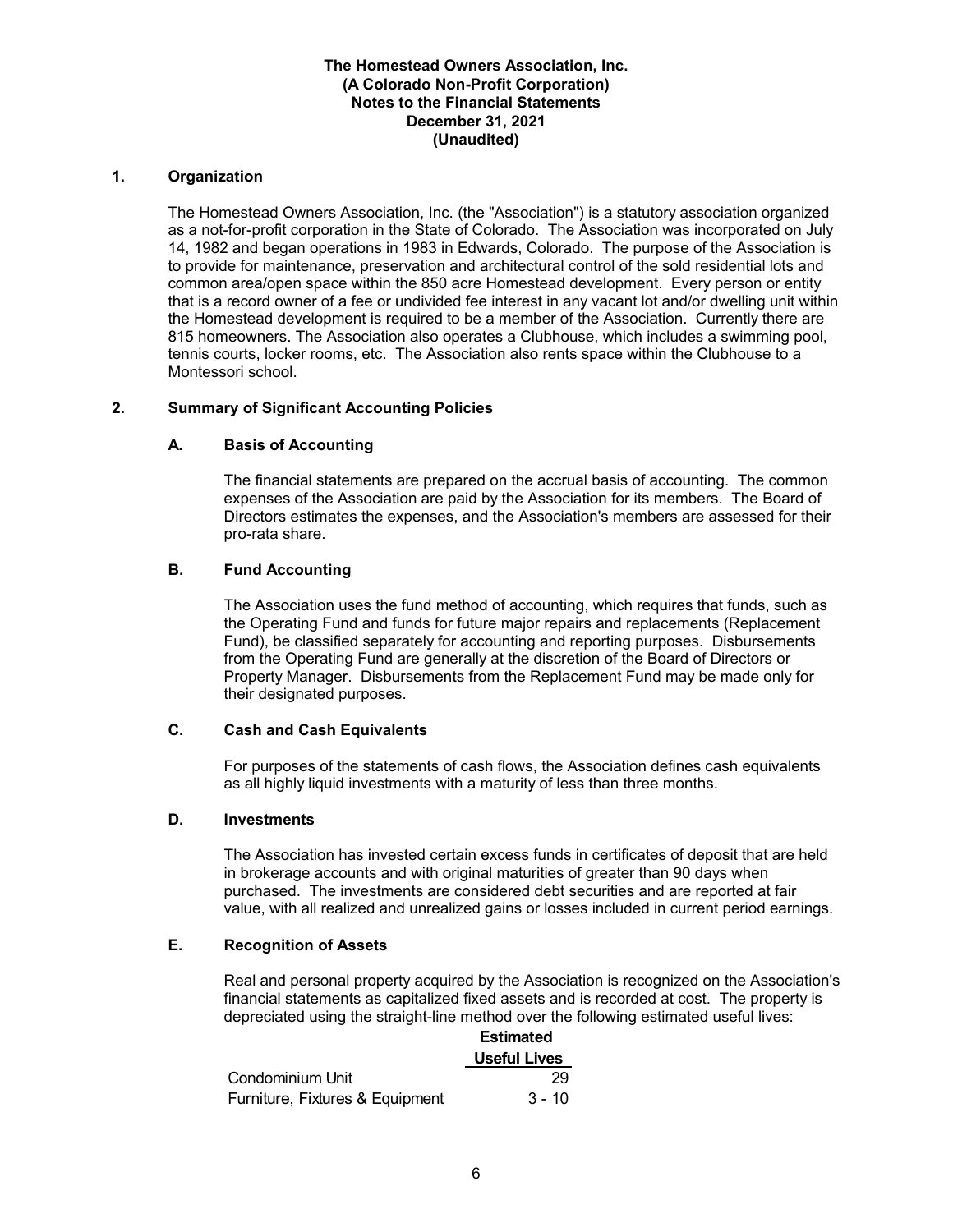**The Homestead Owners Association, Inc.**
**(A Colorado Non-Profit Corporation)**
**Notes to the Financial Statements**
**December 31, 2021**
**(Unaudited)**

## 1. Organization

The Homestead Owners Association, Inc. (the "Association") is a statutory association organized as a not-for-profit corporation in the State of Colorado. The Association was incorporated on July 14, 1982 and began operations in 1983 in Edwards, Colorado. The purpose of the Association is to provide for maintenance, preservation and architectural control of the sold residential lots and common area/open space within the 850 acre Homestead development. Every person or entity that is a record owner of a fee or undivided fee interest in any vacant lot and/or dwelling unit within the Homestead development is required to be a member of the Association. Currently there are 815 homeowners. The Association also operates a Clubhouse, which includes a swimming pool, tennis courts, locker rooms, etc. The Association also rents space within the Clubhouse to a Montessori school.

## 2. Summary of Significant Accounting Policies

### A. Basis of Accounting

The financial statements are prepared on the accrual basis of accounting. The common expenses of the Association are paid by the Association for its members. The Board of Directors estimates the expenses, and the Association's members are assessed for their pro-rata share.

### B. Fund Accounting

The Association uses the fund method of accounting, which requires that funds, such as the Operating Fund and funds for future major repairs and replacements (Replacement Fund), be classified separately for accounting and reporting purposes. Disbursements from the Operating Fund are generally at the discretion of the Board of Directors or Property Manager. Disbursements from the Replacement Fund may be made only for their designated purposes.

### C. Cash and Cash Equivalents

For purposes of the statements of cash flows, the Association defines cash equivalents as all highly liquid investments with a maturity of less than three months.

### D. Investments

The Association has invested certain excess funds in certificates of deposit that are held in brokerage accounts and with original maturities of greater than 90 days when purchased. The investments are considered debt securities and are reported at fair value, with all realized and unrealized gains or losses included in current period earnings.

### E. Recognition of Assets

Real and personal property acquired by the Association is recognized on the Association's financial statements as capitalized fixed assets and is recorded at cost. The property is depreciated using the straight-line method over the following estimated useful lives:

| | Estimated Useful Lives |
|---|---|
| Condominium Unit | 29 |
| Furniture, Fixtures & Equipment | 3 - 10 |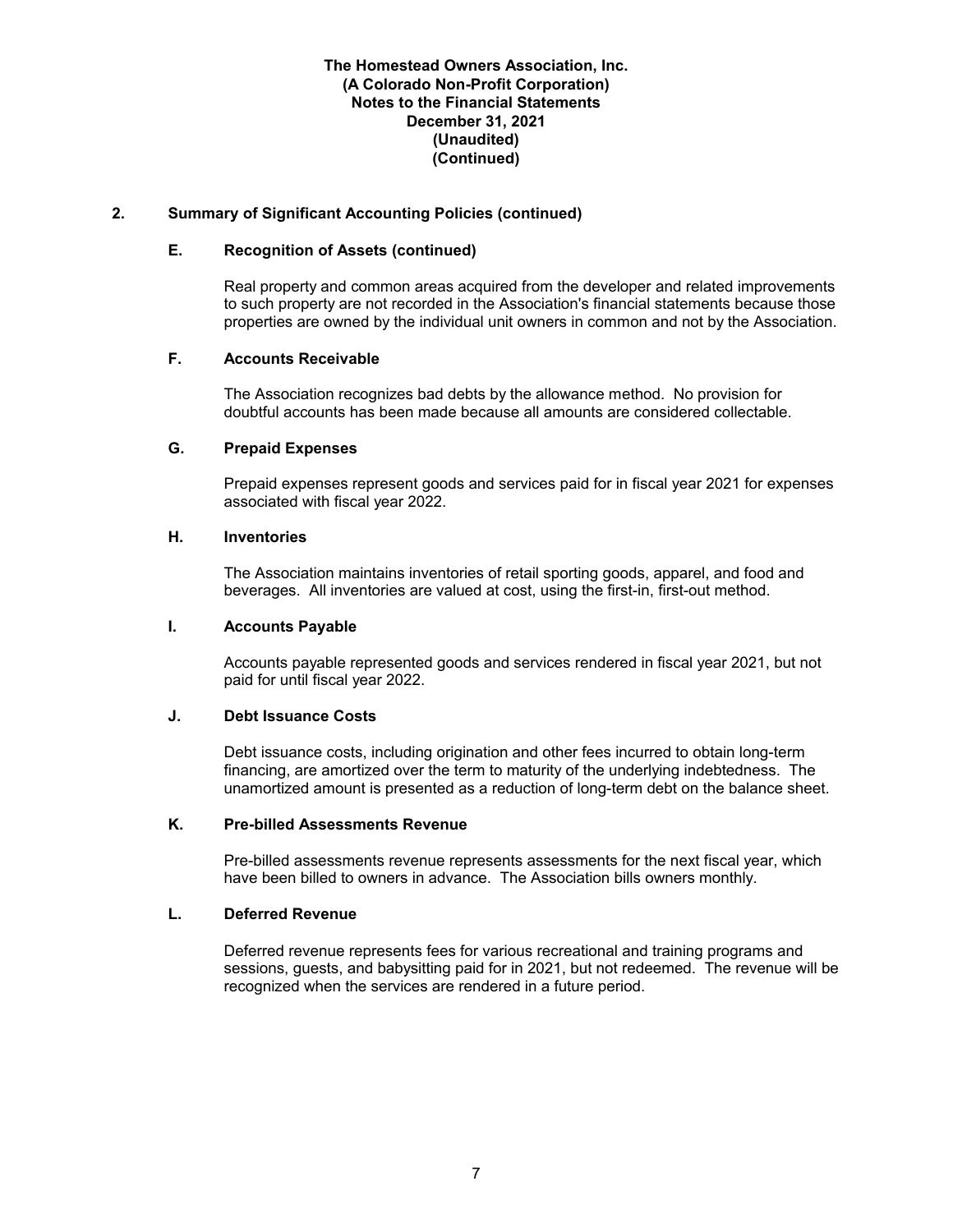**The Homestead Owners Association, Inc.**
**(A Colorado Non-Profit Corporation)**
**Notes to the Financial Statements**
**December 31, 2021**
**(Unaudited)**
**(Continued)**

## 2. Summary of Significant Accounting Policies (continued)

### E. Recognition of Assets (continued)

Real property and common areas acquired from the developer and related improvements to such property are not recorded in the Association's financial statements because those properties are owned by the individual unit owners in common and not by the Association.

### F. Accounts Receivable

The Association recognizes bad debts by the allowance method. No provision for doubtful accounts has been made because all amounts are considered collectable.

### G. Prepaid Expenses

Prepaid expenses represent goods and services paid for in fiscal year 2021 for expenses associated with fiscal year 2022.

### H. Inventories

The Association maintains inventories of retail sporting goods, apparel, and food and beverages. All inventories are valued at cost, using the first-in, first-out method.

### I. Accounts Payable

Accounts payable represented goods and services rendered in fiscal year 2021, but not paid for until fiscal year 2022.

### J. Debt Issuance Costs

Debt issuance costs, including origination and other fees incurred to obtain long-term financing, are amortized over the term to maturity of the underlying indebtedness. The unamortized amount is presented as a reduction of long-term debt on the balance sheet.

### K. Pre-billed Assessments Revenue

Pre-billed assessments revenue represents assessments for the next fiscal year, which have been billed to owners in advance. The Association bills owners monthly.

### L. Deferred Revenue

Deferred revenue represents fees for various recreational and training programs and sessions, guests, and babysitting paid for in 2021, but not redeemed. The revenue will be recognized when the services are rendered in a future period.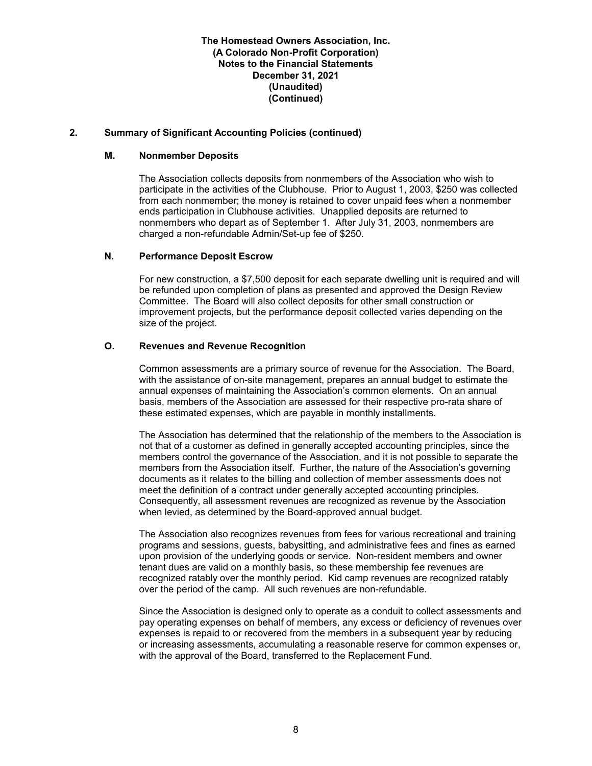**The Homestead Owners Association, Inc.**
**(A Colorado Non-Profit Corporation)**
**Notes to the Financial Statements**
**December 31, 2021**
**(Unaudited)**
**(Continued)**

## 2. Summary of Significant Accounting Policies (continued)

### M. Nonmember Deposits

The Association collects deposits from nonmembers of the Association who wish to participate in the activities of the Clubhouse. Prior to August 1, 2003, $250 was collected from each nonmember; the money is retained to cover unpaid fees when a nonmember ends participation in Clubhouse activities. Unapplied deposits are returned to nonmembers who depart as of September 1. After July 31, 2003, nonmembers are charged a non-refundable Admin/Set-up fee of $250.

### N. Performance Deposit Escrow

For new construction, a $7,500 deposit for each separate dwelling unit is required and will be refunded upon completion of plans as presented and approved the Design Review Committee. The Board will also collect deposits for other small construction or improvement projects, but the performance deposit collected varies depending on the size of the project.

### O. Revenues and Revenue Recognition

Common assessments are a primary source of revenue for the Association. The Board, with the assistance of on-site management, prepares an annual budget to estimate the annual expenses of maintaining the Association's common elements. On an annual basis, members of the Association are assessed for their respective pro-rata share of these estimated expenses, which are payable in monthly installments.

The Association has determined that the relationship of the members to the Association is not that of a customer as defined in generally accepted accounting principles, since the members control the governance of the Association, and it is not possible to separate the members from the Association itself. Further, the nature of the Association's governing documents as it relates to the billing and collection of member assessments does not meet the definition of a contract under generally accepted accounting principles. Consequently, all assessment revenues are recognized as revenue by the Association when levied, as determined by the Board-approved annual budget.

The Association also recognizes revenues from fees for various recreational and training programs and sessions, guests, babysitting, and administrative fees and fines as earned upon provision of the underlying goods or service. Non-resident members and owner tenant dues are valid on a monthly basis, so these membership fee revenues are recognized ratably over the monthly period. Kid camp revenues are recognized ratably over the period of the camp. All such revenues are non-refundable.

Since the Association is designed only to operate as a conduit to collect assessments and pay operating expenses on behalf of members, any excess or deficiency of revenues over expenses is repaid to or recovered from the members in a subsequent year by reducing or increasing assessments, accumulating a reasonable reserve for common expenses or, with the approval of the Board, transferred to the Replacement Fund.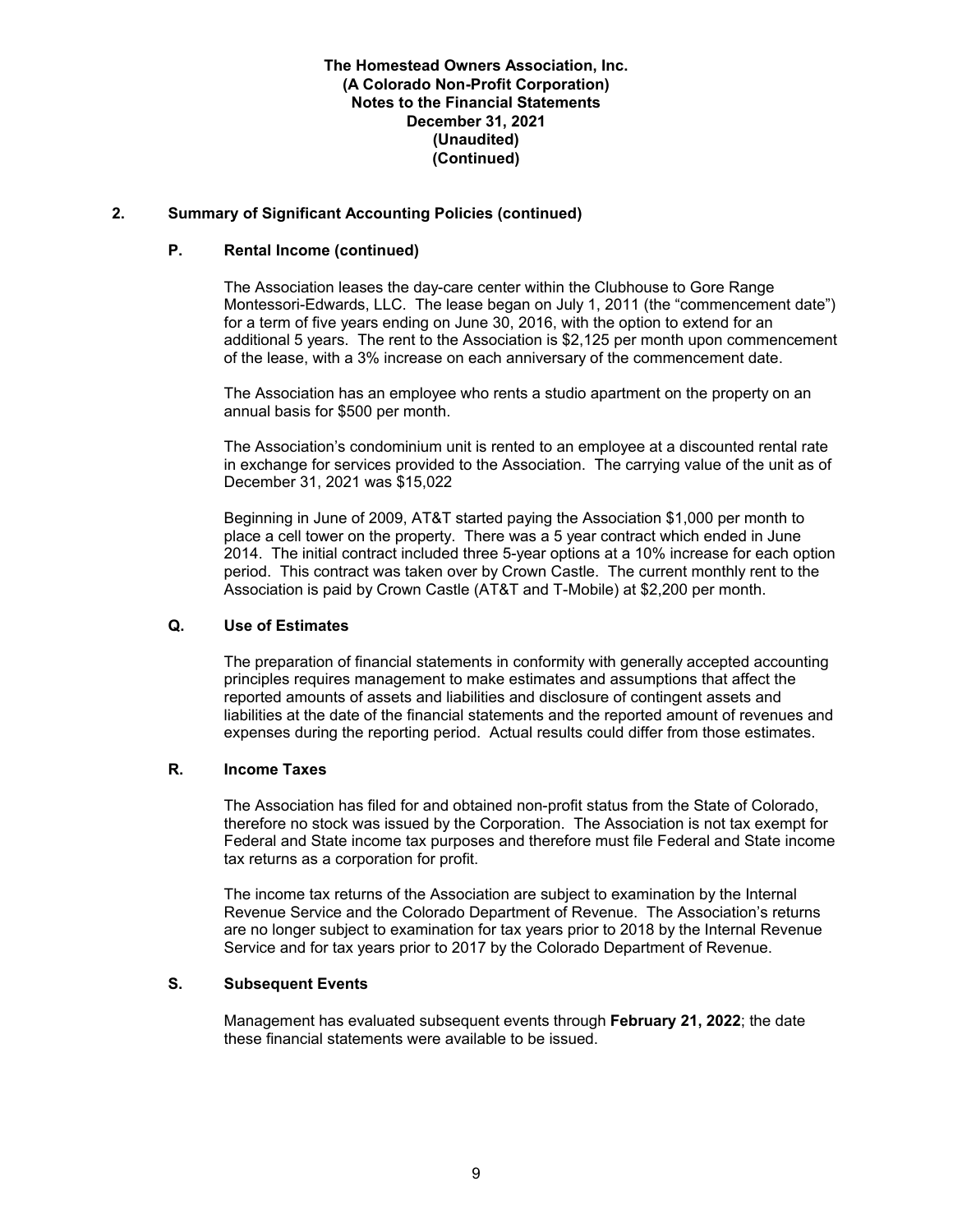## 2. Summary of Significant Accounting Policies (continued)

### P. Rental Income (continued)

The Association leases the day-care center within the Clubhouse to Gore Range Montessori-Edwards, LLC. The lease began on July 1, 2011 (the "commencement date") for a term of five years ending on June 30, 2016, with the option to extend for an additional 5 years. The rent to the Association is $2,125 per month upon commencement of the lease, with a 3% increase on each anniversary of the commencement date.

The Association has an employee who rents a studio apartment on the property on an annual basis for $500 per month.

The Association's condominium unit is rented to an employee at a discounted rental rate in exchange for services provided to the Association. The carrying value of the unit as of December 31, 2021 was $15,022

Beginning in June of 2009, AT&T started paying the Association $1,000 per month to place a cell tower on the property. There was a 5 year contract which ended in June 2014. The initial contract included three 5-year options at a 10% increase for each option period. This contract was taken over by Crown Castle. The current monthly rent to the Association is paid by Crown Castle (AT&T and T-Mobile) at $2,200 per month.

### Q. Use of Estimates

The preparation of financial statements in conformity with generally accepted accounting principles requires management to make estimates and assumptions that affect the reported amounts of assets and liabilities and disclosure of contingent assets and liabilities at the date of the financial statements and the reported amount of revenues and expenses during the reporting period. Actual results could differ from those estimates.

### R. Income Taxes

The Association has filed for and obtained non-profit status from the State of Colorado, therefore no stock was issued by the Corporation. The Association is not tax exempt for Federal and State income tax purposes and therefore must file Federal and State income tax returns as a corporation for profit.

The income tax returns of the Association are subject to examination by the Internal Revenue Service and the Colorado Department of Revenue. The Association's returns are no longer subject to examination for tax years prior to 2018 by the Internal Revenue Service and for tax years prior to 2017 by the Colorado Department of Revenue.

### S. Subsequent Events

Management has evaluated subsequent events through **February 21, 2022**; the date these financial statements were available to be issued.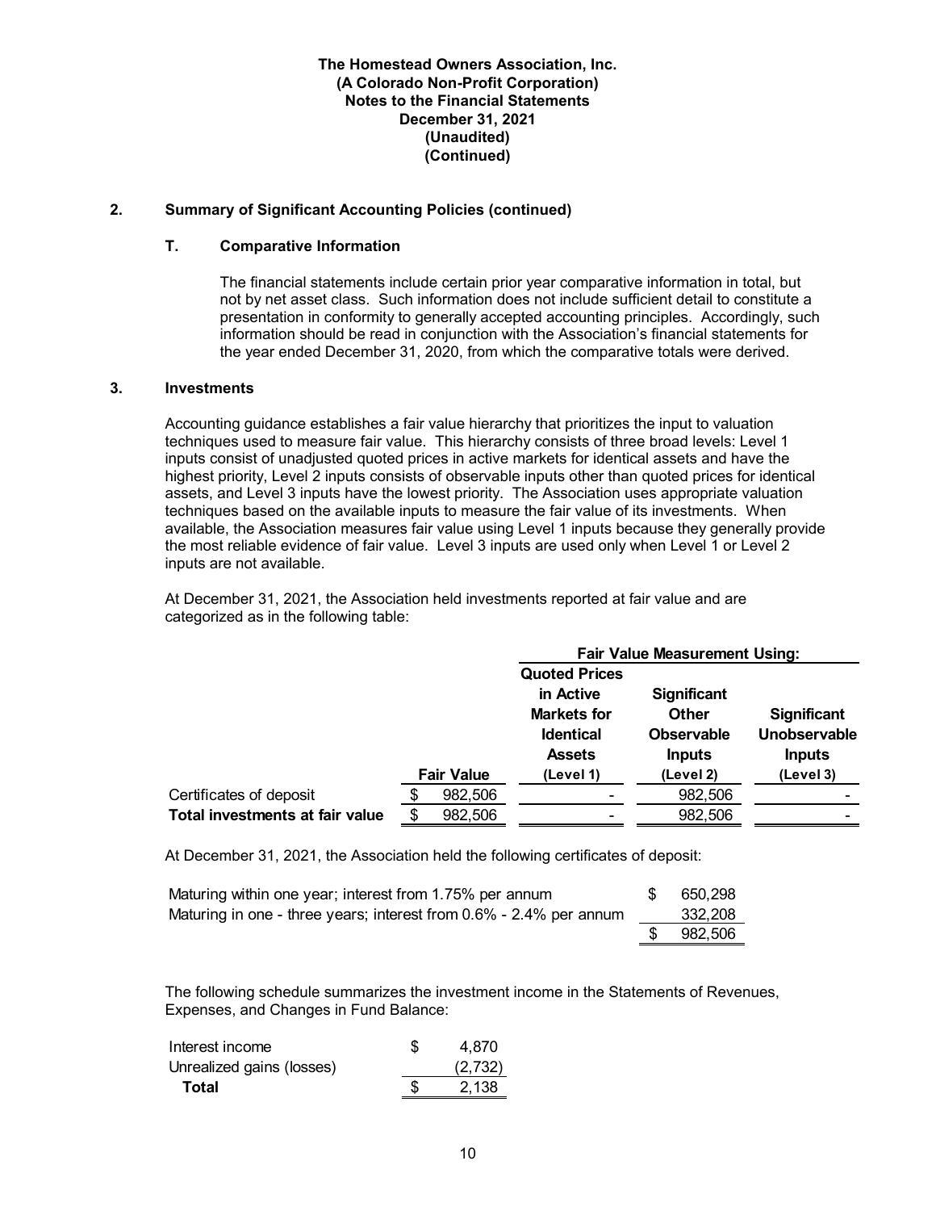**The Homestead Owners Association, Inc.**
**(A Colorado Non-Profit Corporation)**
**Notes to the Financial Statements**
**December 31, 2021**
**(Unaudited)**
**(Continued)**

## 2. Summary of Significant Accounting Policies (continued)

### T. Comparative Information

The financial statements include certain prior year comparative information in total, but not by net asset class. Such information does not include sufficient detail to constitute a presentation in conformity to generally accepted accounting principles. Accordingly, such information should be read in conjunction with the Association's financial statements for the year ended December 31, 2020, from which the comparative totals were derived.

## 3. Investments

Accounting guidance establishes a fair value hierarchy that prioritizes the input to valuation techniques used to measure fair value. This hierarchy consists of three broad levels: Level 1 inputs consist of unadjusted quoted prices in active markets for identical assets and have the highest priority, Level 2 inputs consists of observable inputs other than quoted prices for identical assets, and Level 3 inputs have the lowest priority. The Association uses appropriate valuation techniques based on the available inputs to measure the fair value of its investments. When available, the Association measures fair value using Level 1 inputs because they generally provide the most reliable evidence of fair value. Level 3 inputs are used only when Level 1 or Level 2 inputs are not available.

At December 31, 2021, the Association held investments reported at fair value and are categorized as in the following table:

| | | Fair Value Measurement Using: | | |
|---|---|---|---|---|
| | Fair Value | Quoted Prices in Active Markets for Identical Assets (Level 1) | Significant Other Observable Inputs (Level 2) | Significant Unobservable Inputs (Level 3) |
| Certificates of deposit | $ 982,506 | - | 982,506 | - |
| **Total investments at fair value** | $ 982,506 | - | 982,506 | - |

At December 31, 2021, the Association held the following certificates of deposit:

| | |
|---|---|
| Maturing within one year; interest from 1.75% per annum | $ 650,298 |
| Maturing in one - three years; interest from 0.6% - 2.4% per annum | 332,208 |
| | $ 982,506 |

The following schedule summarizes the investment income in the Statements of Revenues, Expenses, and Changes in Fund Balance:

| | |
|---|---|
| Interest income | $ 4,870 |
| Unrealized gains (losses) | (2,732) |
| **Total** | $ 2,138 |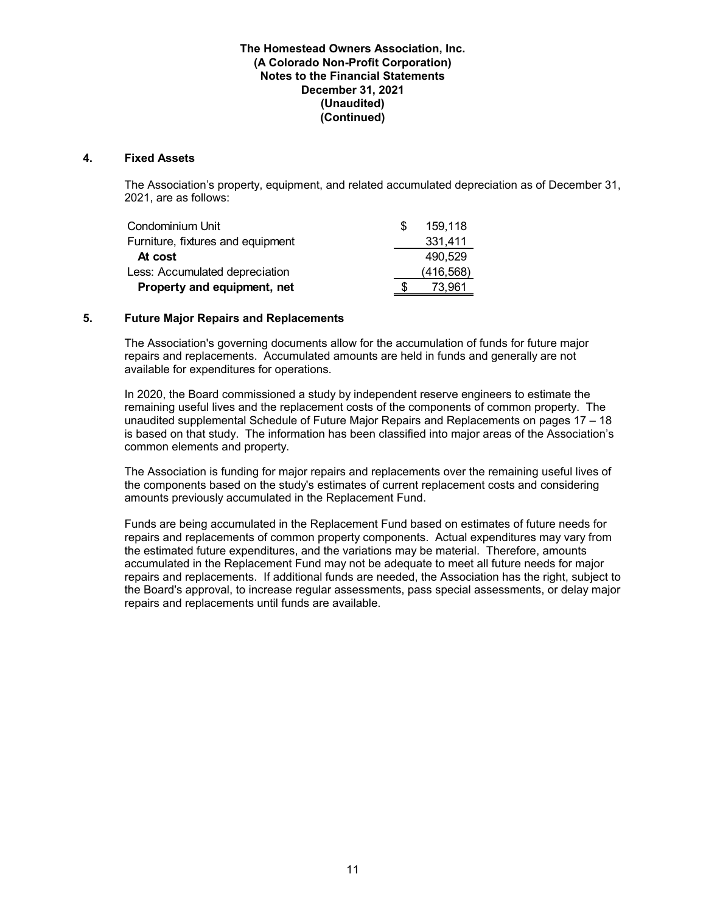**The Homestead Owners Association, Inc.**
**(A Colorado Non-Profit Corporation)**
**Notes to the Financial Statements**
**December 31, 2021**
**(Unaudited)**
**(Continued)**

## 4. Fixed Assets

The Association's property, equipment, and related accumulated depreciation as of December 31, 2021, are as follows:

| | |
|---|---|
| Condominium Unit | $ 159,118 |
| Furniture, fixtures and equipment | 331,411 |
| **At cost** | 490,529 |
| Less: Accumulated depreciation | (416,568) |
| **Property and equipment, net** | $ 73,961 |

## 5. Future Major Repairs and Replacements

The Association's governing documents allow for the accumulation of funds for future major repairs and replacements. Accumulated amounts are held in funds and generally are not available for expenditures for operations.

In 2020, the Board commissioned a study by independent reserve engineers to estimate the remaining useful lives and the replacement costs of the components of common property. The unaudited supplemental Schedule of Future Major Repairs and Replacements on pages 17 – 18 is based on that study. The information has been classified into major areas of the Association's common elements and property.

The Association is funding for major repairs and replacements over the remaining useful lives of the components based on the study's estimates of current replacement costs and considering amounts previously accumulated in the Replacement Fund.

Funds are being accumulated in the Replacement Fund based on estimates of future needs for repairs and replacements of common property components. Actual expenditures may vary from the estimated future expenditures, and the variations may be material. Therefore, amounts accumulated in the Replacement Fund may not be adequate to meet all future needs for major repairs and replacements. If additional funds are needed, the Association has the right, subject to the Board's approval, to increase regular assessments, pass special assessments, or delay major repairs and replacements until funds are available.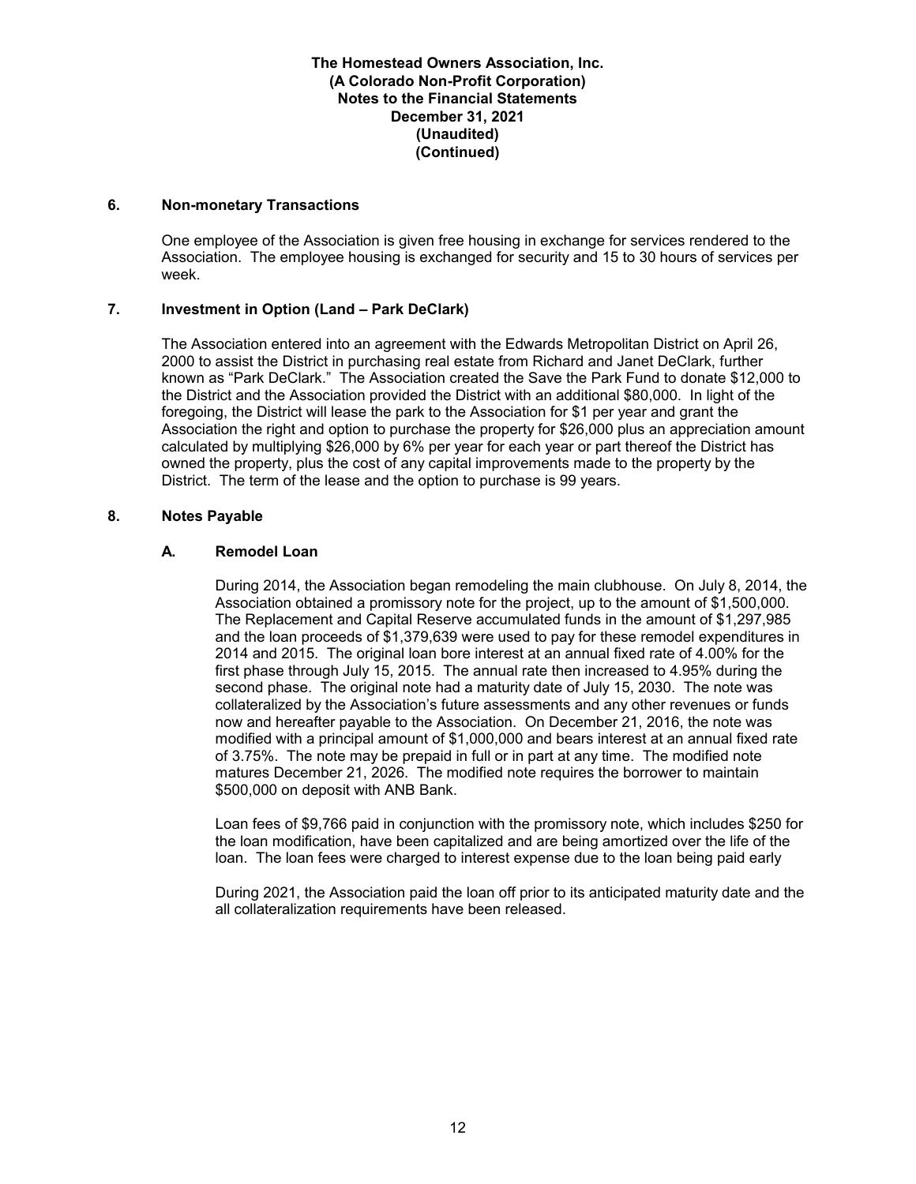**The Homestead Owners Association, Inc.**
**(A Colorado Non-Profit Corporation)**
**Notes to the Financial Statements**
**December 31, 2021**
**(Unaudited)**
**(Continued)**

## 6. Non-monetary Transactions

One employee of the Association is given free housing in exchange for services rendered to the Association. The employee housing is exchanged for security and 15 to 30 hours of services per week.

## 7. Investment in Option (Land – Park DeClark)

The Association entered into an agreement with the Edwards Metropolitan District on April 26, 2000 to assist the District in purchasing real estate from Richard and Janet DeClark, further known as "Park DeClark." The Association created the Save the Park Fund to donate $12,000 to the District and the Association provided the District with an additional $80,000. In light of the foregoing, the District will lease the park to the Association for $1 per year and grant the Association the right and option to purchase the property for $26,000 plus an appreciation amount calculated by multiplying $26,000 by 6% per year for each year or part thereof the District has owned the property, plus the cost of any capital improvements made to the property by the District. The term of the lease and the option to purchase is 99 years.

## 8. Notes Payable

### A. Remodel Loan

During 2014, the Association began remodeling the main clubhouse. On July 8, 2014, the Association obtained a promissory note for the project, up to the amount of $1,500,000. The Replacement and Capital Reserve accumulated funds in the amount of $1,297,985 and the loan proceeds of $1,379,639 were used to pay for these remodel expenditures in 2014 and 2015. The original loan bore interest at an annual fixed rate of 4.00% for the first phase through July 15, 2015. The annual rate then increased to 4.95% during the second phase. The original note had a maturity date of July 15, 2030. The note was collateralized by the Association's future assessments and any other revenues or funds now and hereafter payable to the Association. On December 21, 2016, the note was modified with a principal amount of $1,000,000 and bears interest at an annual fixed rate of 3.75%. The note may be prepaid in full or in part at any time. The modified note matures December 21, 2026. The modified note requires the borrower to maintain $500,000 on deposit with ANB Bank.

Loan fees of $9,766 paid in conjunction with the promissory note, which includes $250 for the loan modification, have been capitalized and are being amortized over the life of the loan. The loan fees were charged to interest expense due to the loan being paid early

During 2021, the Association paid the loan off prior to its anticipated maturity date and the all collateralization requirements have been released.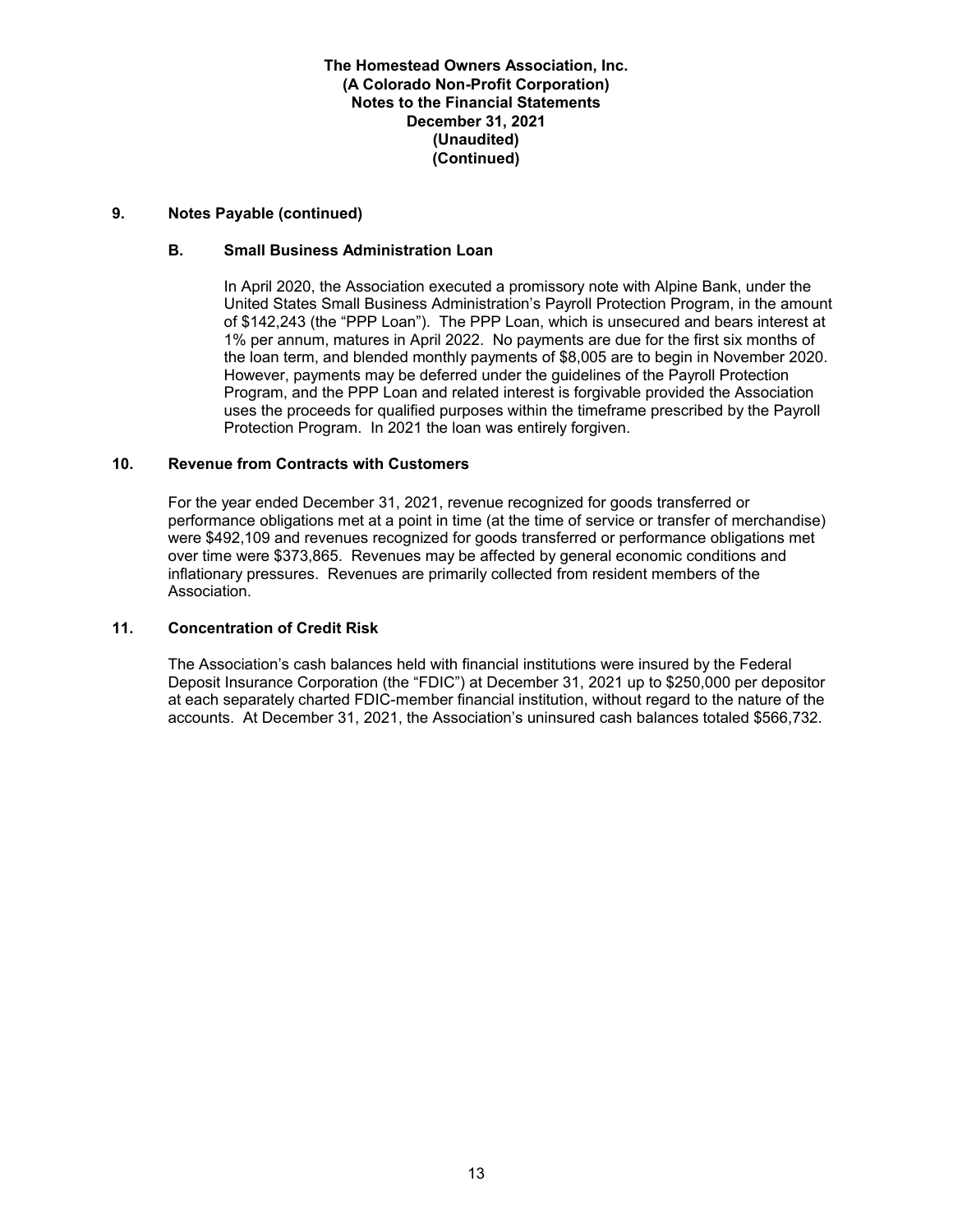**The Homestead Owners Association, Inc.**
**(A Colorado Non-Profit Corporation)**
**Notes to the Financial Statements**
**December 31, 2021**
**(Unaudited)**
**(Continued)**

## 9. Notes Payable (continued)

### B. Small Business Administration Loan

In April 2020, the Association executed a promissory note with Alpine Bank, under the United States Small Business Administration's Payroll Protection Program, in the amount of $142,243 (the "PPP Loan"). The PPP Loan, which is unsecured and bears interest at 1% per annum, matures in April 2022. No payments are due for the first six months of the loan term, and blended monthly payments of $8,005 are to begin in November 2020. However, payments may be deferred under the guidelines of the Payroll Protection Program, and the PPP Loan and related interest is forgivable provided the Association uses the proceeds for qualified purposes within the timeframe prescribed by the Payroll Protection Program. In 2021 the loan was entirely forgiven.

## 10. Revenue from Contracts with Customers

For the year ended December 31, 2021, revenue recognized for goods transferred or performance obligations met at a point in time (at the time of service or transfer of merchandise) were $492,109 and revenues recognized for goods transferred or performance obligations met over time were $373,865. Revenues may be affected by general economic conditions and inflationary pressures. Revenues are primarily collected from resident members of the Association.

## 11. Concentration of Credit Risk

The Association's cash balances held with financial institutions were insured by the Federal Deposit Insurance Corporation (the "FDIC") at December 31, 2021 up to $250,000 per depositor at each separately charted FDIC-member financial institution, without regard to the nature of the accounts. At December 31, 2021, the Association's uninsured cash balances totaled $566,732.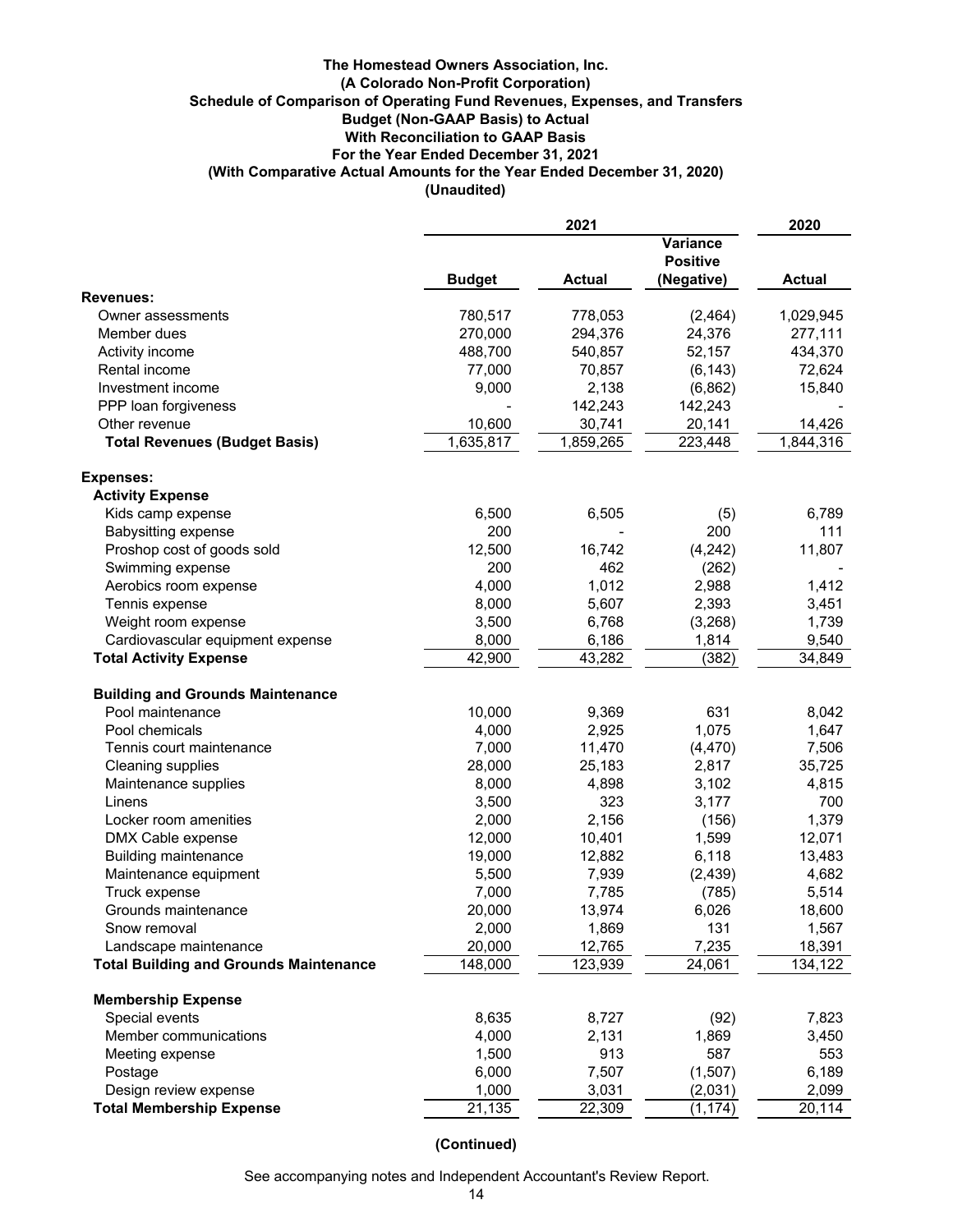**The Homestead Owners Association, Inc.**
**(A Colorado Non-Profit Corporation)**
**Schedule of Comparison of Operating Fund Revenues, Expenses, and Transfers**
**Budget (Non-GAAP Basis) to Actual**
**With Reconciliation to GAAP Basis**
**For the Year Ended December 31, 2021**
**(With Comparative Actual Amounts for the Year Ended December 31, 2020)**
**(Unaudited)**

| | 2021 | | | 2020 |
|---|---|---|---|---|
| | **Budget** | **Actual** | **Variance Positive (Negative)** | **Actual** |
| **Revenues:** | | | | |
| Owner assessments | 780,517 | 778,053 | (2,464) | 1,029,945 |
| Member dues | 270,000 | 294,376 | 24,376 | 277,111 |
| Activity income | 488,700 | 540,857 | 52,157 | 434,370 |
| Rental income | 77,000 | 70,857 | (6,143) | 72,624 |
| Investment income | 9,000 | 2,138 | (6,862) | 15,840 |
| PPP loan forgiveness | - | 142,243 | 142,243 | - |
| Other revenue | 10,600 | 30,741 | 20,141 | 14,426 |
| **Total Revenues (Budget Basis)** | 1,635,817 | 1,859,265 | 223,448 | 1,844,316 |
| | | | | |
| **Expenses:** | | | | |
| **Activity Expense** | | | | |
| Kids camp expense | 6,500 | 6,505 | (5) | 6,789 |
| Babysitting expense | 200 | - | 200 | 111 |
| Proshop cost of goods sold | 12,500 | 16,742 | (4,242) | 11,807 |
| Swimming expense | 200 | 462 | (262) | - |
| Aerobics room expense | 4,000 | 1,012 | 2,988 | 1,412 |
| Tennis expense | 8,000 | 5,607 | 2,393 | 3,451 |
| Weight room expense | 3,500 | 6,768 | (3,268) | 1,739 |
| Cardiovascular equipment expense | 8,000 | 6,186 | 1,814 | 9,540 |
| **Total Activity Expense** | 42,900 | 43,282 | (382) | 34,849 |
| | | | | |
| **Building and Grounds Maintenance** | | | | |
| Pool maintenance | 10,000 | 9,369 | 631 | 8,042 |
| Pool chemicals | 4,000 | 2,925 | 1,075 | 1,647 |
| Tennis court maintenance | 7,000 | 11,470 | (4,470) | 7,506 |
| Cleaning supplies | 28,000 | 25,183 | 2,817 | 35,725 |
| Maintenance supplies | 8,000 | 4,898 | 3,102 | 4,815 |
| Linens | 3,500 | 323 | 3,177 | 700 |
| Locker room amenities | 2,000 | 2,156 | (156) | 1,379 |
| DMX Cable expense | 12,000 | 10,401 | 1,599 | 12,071 |
| Building maintenance | 19,000 | 12,882 | 6,118 | 13,483 |
| Maintenance equipment | 5,500 | 7,939 | (2,439) | 4,682 |
| Truck expense | 7,000 | 7,785 | (785) | 5,514 |
| Grounds maintenance | 20,000 | 13,974 | 6,026 | 18,600 |
| Snow removal | 2,000 | 1,869 | 131 | 1,567 |
| Landscape maintenance | 20,000 | 12,765 | 7,235 | 18,391 |
| **Total Building and Grounds Maintenance** | 148,000 | 123,939 | 24,061 | 134,122 |
| | | | | |
| **Membership Expense** | | | | |
| Special events | 8,635 | 8,727 | (92) | 7,823 |
| Member communications | 4,000 | 2,131 | 1,869 | 3,450 |
| Meeting expense | 1,500 | 913 | 587 | 553 |
| Postage | 6,000 | 7,507 | (1,507) | 6,189 |
| Design review expense | 1,000 | 3,031 | (2,031) | 2,099 |
| **Total Membership Expense** | 21,135 | 22,309 | (1,174) | 20,114 |

**(Continued)**

See accompanying notes and Independent Accountant's Review Report.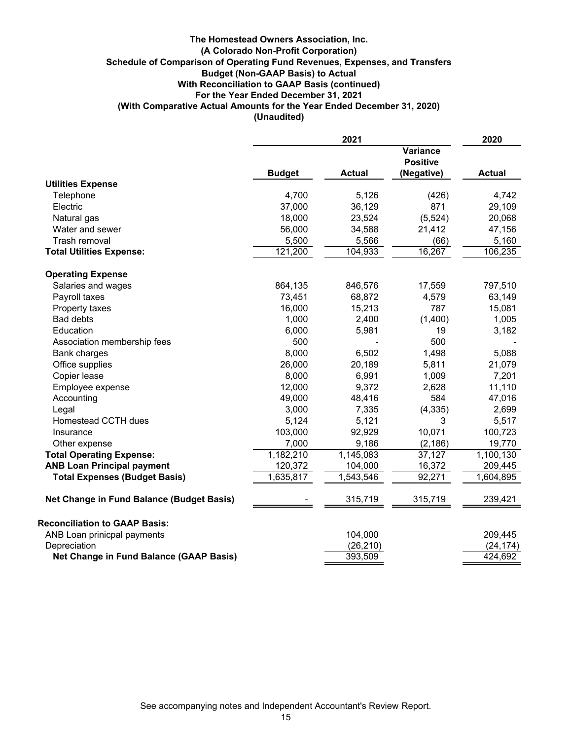**The Homestead Owners Association, Inc.**
**(A Colorado Non-Profit Corporation)**
**Schedule of Comparison of Operating Fund Revenues, Expenses, and Transfers**
**Budget (Non-GAAP Basis) to Actual**
**With Reconciliation to GAAP Basis (continued)**
**For the Year Ended December 31, 2021**
**(With Comparative Actual Amounts for the Year Ended December 31, 2020)**
**(Unaudited)**

| | 2021 | | | 2020 |
|---|---|---|---|---|
| | **Budget** | **Actual** | **Variance Positive (Negative)** | **Actual** |
| **Utilities Expense** | | | | |
| Telephone | 4,700 | 5,126 | (426) | 4,742 |
| Electric | 37,000 | 36,129 | 871 | 29,109 |
| Natural gas | 18,000 | 23,524 | (5,524) | 20,068 |
| Water and sewer | 56,000 | 34,588 | 21,412 | 47,156 |
| Trash removal | 5,500 | 5,566 | (66) | 5,160 |
| **Total Utilities Expense:** | 121,200 | 104,933 | 16,267 | 106,235 |
| **Operating Expense** | | | | |
| Salaries and wages | 864,135 | 846,576 | 17,559 | 797,510 |
| Payroll taxes | 73,451 | 68,872 | 4,579 | 63,149 |
| Property taxes | 16,000 | 15,213 | 787 | 15,081 |
| Bad debts | 1,000 | 2,400 | (1,400) | 1,005 |
| Education | 6,000 | 5,981 | 19 | 3,182 |
| Association membership fees | 500 | - | 500 | - |
| Bank charges | 8,000 | 6,502 | 1,498 | 5,088 |
| Office supplies | 26,000 | 20,189 | 5,811 | 21,079 |
| Copier lease | 8,000 | 6,991 | 1,009 | 7,201 |
| Employee expense | 12,000 | 9,372 | 2,628 | 11,110 |
| Accounting | 49,000 | 48,416 | 584 | 47,016 |
| Legal | 3,000 | 7,335 | (4,335) | 2,699 |
| Homestead CCTH dues | 5,124 | 5,121 | 3 | 5,517 |
| Insurance | 103,000 | 92,929 | 10,071 | 100,723 |
| Other expense | 7,000 | 9,186 | (2,186) | 19,770 |
| **Total Operating Expense:** | 1,182,210 | 1,145,083 | 37,127 | 1,100,130 |
| **ANB Loan Principal payment** | 120,372 | 104,000 | 16,372 | 209,445 |
| **Total Expenses (Budget Basis)** | 1,635,817 | 1,543,546 | 92,271 | 1,604,895 |
| **Net Change in Fund Balance (Budget Basis)** | - | 315,719 | 315,719 | 239,421 |
| **Reconciliation to GAAP Basis:** | | | | |
| ANB Loan prinicpal payments | | 104,000 | | 209,445 |
| Depreciation | | (26,210) | | (24,174) |
| **Net Change in Fund Balance (GAAP Basis)** | | 393,509 | | 424,692 |

See accompanying notes and Independent Accountant's Review Report.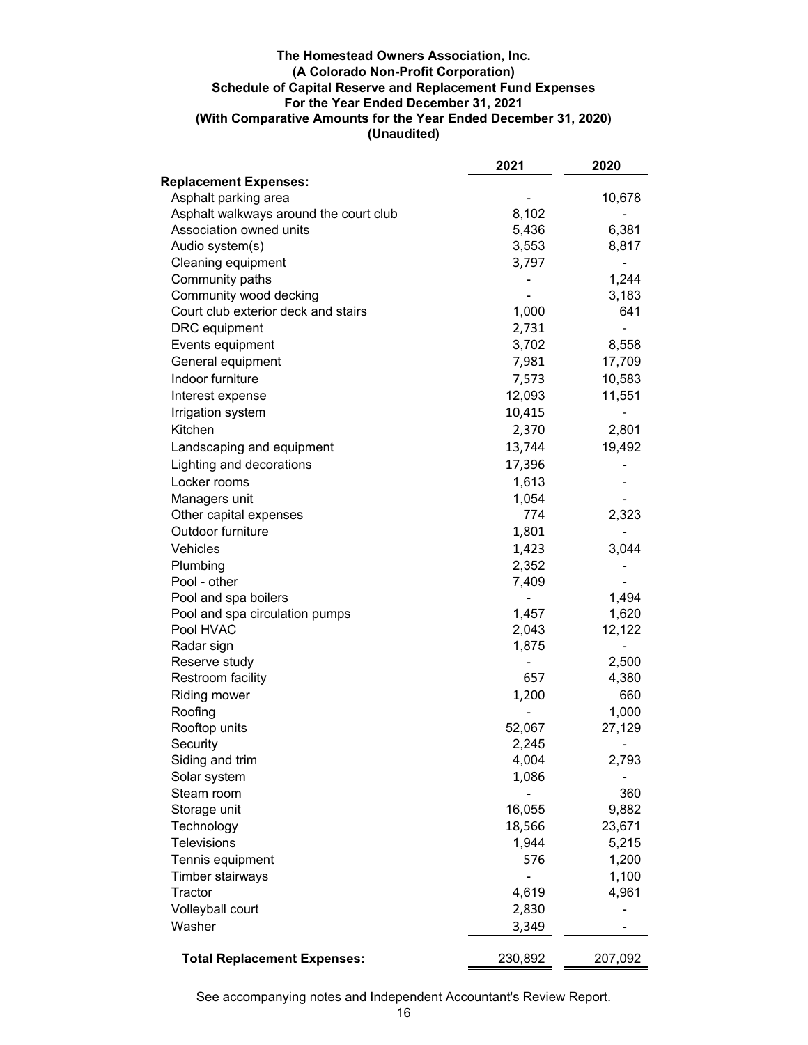**The Homestead Owners Association, Inc.**
**(A Colorado Non-Profit Corporation)**
**Schedule of Capital Reserve and Replacement Fund Expenses**
**For the Year Ended December 31, 2021**
**(With Comparative Amounts for the Year Ended December 31, 2020)**
**(Unaudited)**

| | 2021 | 2020 |
|---|---|---|
| **Replacement Expenses:** | | |
| Asphalt parking area | - | 10,678 |
| Asphalt walkways around the court club | 8,102 | - |
| Association owned units | 5,436 | 6,381 |
| Audio system(s) | 3,553 | 8,817 |
| Cleaning equipment | 3,797 | - |
| Community paths | - | 1,244 |
| Community wood decking | - | 3,183 |
| Court club exterior deck and stairs | 1,000 | 641 |
| DRC equipment | 2,731 | - |
| Events equipment | 3,702 | 8,558 |
| General equipment | 7,981 | 17,709 |
| Indoor furniture | 7,573 | 10,583 |
| Interest expense | 12,093 | 11,551 |
| Irrigation system | 10,415 | - |
| Kitchen | 2,370 | 2,801 |
| Landscaping and equipment | 13,744 | 19,492 |
| Lighting and decorations | 17,396 | - |
| Locker rooms | 1,613 | - |
| Managers unit | 1,054 | - |
| Other capital expenses | 774 | 2,323 |
| Outdoor furniture | 1,801 | - |
| Vehicles | 1,423 | 3,044 |
| Plumbing | 2,352 | - |
| Pool - other | 7,409 | - |
| Pool and spa boilers | - | 1,494 |
| Pool and spa circulation pumps | 1,457 | 1,620 |
| Pool HVAC | 2,043 | 12,122 |
| Radar sign | 1,875 | - |
| Reserve study | - | 2,500 |
| Restroom facility | 657 | 4,380 |
| Riding mower | 1,200 | 660 |
| Roofing | - | 1,000 |
| Rooftop units | 52,067 | 27,129 |
| Security | 2,245 | - |
| Siding and trim | 4,004 | 2,793 |
| Solar system | 1,086 | - |
| Steam room | - | 360 |
| Storage unit | 16,055 | 9,882 |
| Technology | 18,566 | 23,671 |
| Televisions | 1,944 | 5,215 |
| Tennis equipment | 576 | 1,200 |
| Timber stairways | - | 1,100 |
| Tractor | 4,619 | 4,961 |
| Volleyball court | 2,830 | - |
| Washer | 3,349 | - |
| **Total Replacement Expenses:** | 230,892 | 207,092 |

See accompanying notes and Independent Accountant's Review Report.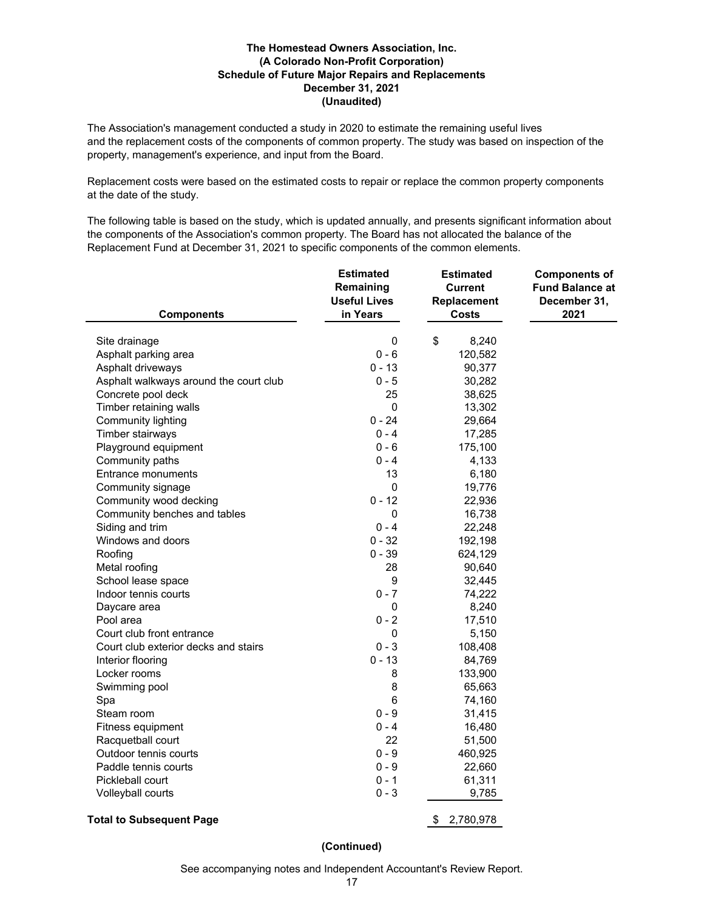**The Homestead Owners Association, Inc.**
**(A Colorado Non-Profit Corporation)**
**Schedule of Future Major Repairs and Replacements**
**December 31, 2021**
**(Unaudited)**

The Association's management conducted a study in 2020 to estimate the remaining useful lives and the replacement costs of the components of common property. The study was based on inspection of the property, management's experience, and input from the Board.

Replacement costs were based on the estimated costs to repair or replace the common property components at the date of the study.

The following table is based on the study, which is updated annually, and presents significant information about the components of the Association's common property. The Board has not allocated the balance of the Replacement Fund at December 31, 2021 to specific components of the common elements.

| Components | Estimated Remaining Useful Lives in Years | Estimated Current Replacement Costs | Components of Fund Balance at December 31, 2021 |
|---|---|---|---|
| Site drainage | 0 | $ 8,240 | |
| Asphalt parking area | 0 - 6 | 120,582 | |
| Asphalt driveways | 0 - 13 | 90,377 | |
| Asphalt walkways around the court club | 0 - 5 | 30,282 | |
| Concrete pool deck | 25 | 38,625 | |
| Timber retaining walls | 0 | 13,302 | |
| Community lighting | 0 - 24 | 29,664 | |
| Timber stairways | 0 - 4 | 17,285 | |
| Playground equipment | 0 - 6 | 175,100 | |
| Community paths | 0 - 4 | 4,133 | |
| Entrance monuments | 13 | 6,180 | |
| Community signage | 0 | 19,776 | |
| Community wood decking | 0 - 12 | 22,936 | |
| Community benches and tables | 0 | 16,738 | |
| Siding and trim | 0 - 4 | 22,248 | |
| Windows and doors | 0 - 32 | 192,198 | |
| Roofing | 0 - 39 | 624,129 | |
| Metal roofing | 28 | 90,640 | |
| School lease space | 9 | 32,445 | |
| Indoor tennis courts | 0 - 7 | 74,222 | |
| Daycare area | 0 | 8,240 | |
| Pool area | 0 - 2 | 17,510 | |
| Court club front entrance | 0 | 5,150 | |
| Court club exterior decks and stairs | 0 - 3 | 108,408 | |
| Interior flooring | 0 - 13 | 84,769 | |
| Locker rooms | 8 | 133,900 | |
| Swimming pool | 8 | 65,663 | |
| Spa | 6 | 74,160 | |
| Steam room | 0 - 9 | 31,415 | |
| Fitness equipment | 0 - 4 | 16,480 | |
| Racquetball court | 22 | 51,500 | |
| Outdoor tennis courts | 0 - 9 | 460,925 | |
| Paddle tennis courts | 0 - 9 | 22,660 | |
| Pickleball court | 0 - 1 | 61,311 | |
| Volleyball courts | 0 - 3 | 9,785 | |
| **Total to Subsequent Page** | | $ 2,780,978 | |

**(Continued)**

See accompanying notes and Independent Accountant's Review Report.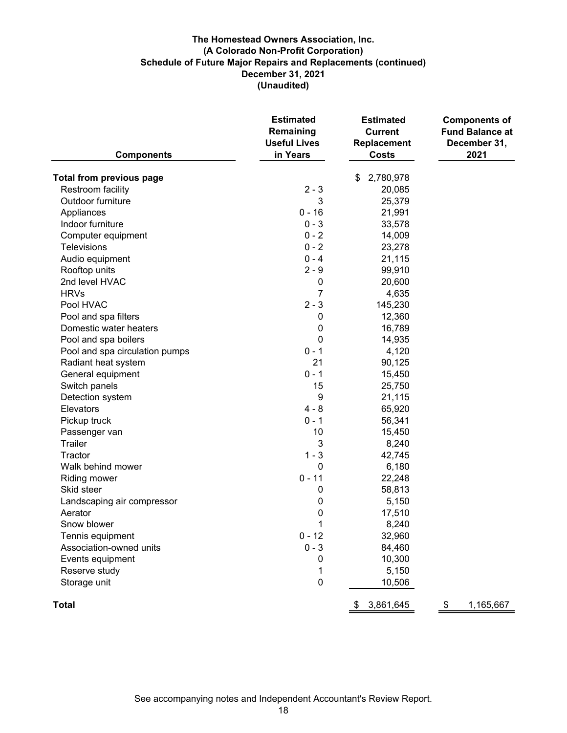**The Homestead Owners Association, Inc.**
**(A Colorado Non-Profit Corporation)**
**Schedule of Future Major Repairs and Replacements (continued)**
**December 31, 2021**
**(Unaudited)**

| Components | Estimated Remaining Useful Lives in Years | Estimated Current Replacement Costs | Components of Fund Balance at December 31, 2021 |
|---|---|---|---|
| **Total from previous page** | | $ 2,780,978 | |
| Restroom facility | 2 - 3 | 20,085 | |
| Outdoor furniture | 3 | 25,379 | |
| Appliances | 0 - 16 | 21,991 | |
| Indoor furniture | 0 - 3 | 33,578 | |
| Computer equipment | 0 - 2 | 14,009 | |
| Televisions | 0 - 2 | 23,278 | |
| Audio equipment | 0 - 4 | 21,115 | |
| Rooftop units | 2 - 9 | 99,910 | |
| 2nd level HVAC | 0 | 20,600 | |
| HRVs | 7 | 4,635 | |
| Pool HVAC | 2 - 3 | 145,230 | |
| Pool and spa filters | 0 | 12,360 | |
| Domestic water heaters | 0 | 16,789 | |
| Pool and spa boilers | 0 | 14,935 | |
| Pool and spa circulation pumps | 0 - 1 | 4,120 | |
| Radiant heat system | 21 | 90,125 | |
| General equipment | 0 - 1 | 15,450 | |
| Switch panels | 15 | 25,750 | |
| Detection system | 9 | 21,115 | |
| Elevators | 4 - 8 | 65,920 | |
| Pickup truck | 0 - 1 | 56,341 | |
| Passenger van | 10 | 15,450 | |
| Trailer | 3 | 8,240 | |
| Tractor | 1 - 3 | 42,745 | |
| Walk behind mower | 0 | 6,180 | |
| Riding mower | 0 - 11 | 22,248 | |
| Skid steer | 0 | 58,813 | |
| Landscaping air compressor | 0 | 5,150 | |
| Aerator | 0 | 17,510 | |
| Snow blower | 1 | 8,240 | |
| Tennis equipment | 0 - 12 | 32,960 | |
| Association-owned units | 0 - 3 | 84,460 | |
| Events equipment | 0 | 10,300 | |
| Reserve study | 1 | 5,150 | |
| Storage unit | 0 | 10,506 | |
| **Total** | | $ 3,861,645 | $ 1,165,667 |

See accompanying notes and Independent Accountant's Review Report.